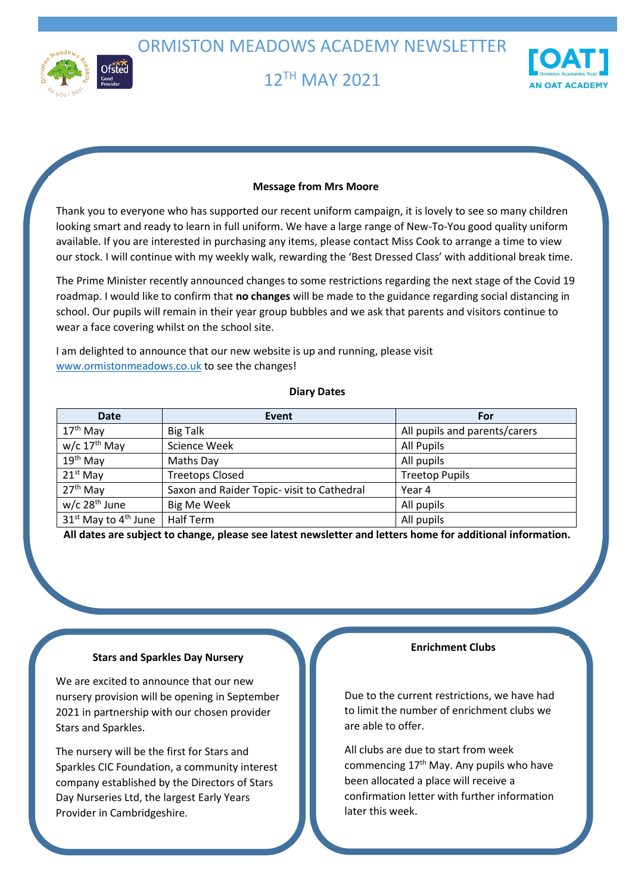# ORMISTON MEADOWS ACADEMY NEWSLETTER

## 12TH MAY 2021

### Message from Mrs Moore

Thank you to everyone who has supported our recent uniform campaign, it is lovely to see so many children looking smart and ready to learn in full uniform. We have a large range of New-To-You good quality uniform available. If you are interested in purchasing any items, please contact Miss Cook to arrange a time to view our stock. I will continue with my weekly walk, rewarding the 'Best Dressed Class' with additional break time.

The Prime Minister recently announced changes to some restrictions regarding the next stage of the Covid 19 roadmap. I would like to confirm that **no changes** will be made to the guidance regarding social distancing in school. Our pupils will remain in their year group bubbles and we ask that parents and visitors continue to wear a face covering whilst on the school site.

I am delighted to announce that our new website is up and running, please visit www.ormistonmeadows.co.uk to see the changes!

### Diary Dates

| Date | Event | For |
|---|---|---|
| 17th May | Big Talk | All pupils and parents/carers |
| w/c 17th May | Science Week | All Pupils |
| 19th May | Maths Day | All pupils |
| 21st May | Treetops Closed | Treetop Pupils |
| 27th May | Saxon and Raider Topic- visit to Cathedral | Year 4 |
| w/c 28th June | Big Me Week | All pupils |
| 31st May to 4th June | Half Term | All pupils |

**All dates are subject to change, please see latest newsletter and letters home for additional information.**

### Stars and Sparkles Day Nursery

We are excited to announce that our new nursery provision will be opening in September 2021 in partnership with our chosen provider Stars and Sparkles.

The nursery will be the first for Stars and Sparkles CIC Foundation, a community interest company established by the Directors of Stars Day Nurseries Ltd, the largest Early Years Provider in Cambridgeshire.

### Enrichment Clubs

Due to the current restrictions, we have had to limit the number of enrichment clubs we are able to offer.

All clubs are due to start from week commencing 17th May. Any pupils who have been allocated a place will receive a confirmation letter with further information later this week.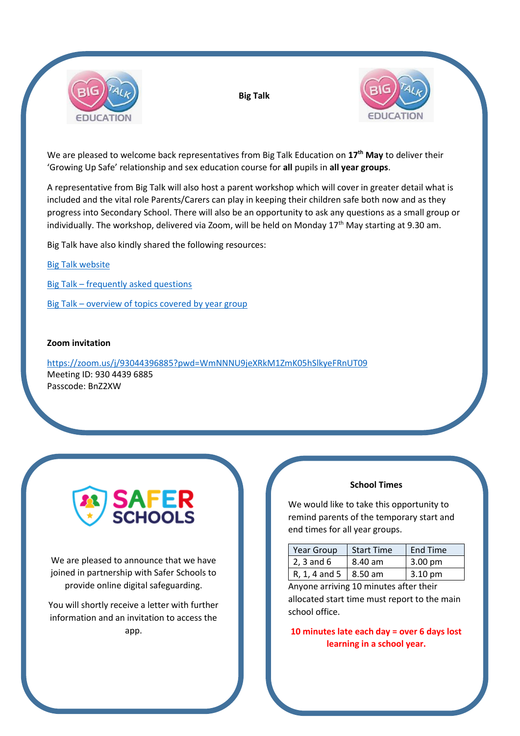## Big Talk

We are pleased to welcome back representatives from Big Talk Education on **17th May** to deliver their 'Growing Up Safe' relationship and sex education course for **all** pupils in **all year groups**.

A representative from Big Talk will also host a parent workshop which will cover in greater detail what is included and the vital role Parents/Carers can play in keeping their children safe both now and as they progress into Secondary School. There will also be an opportunity to ask any questions as a small group or individually. The workshop, delivered via Zoom, will be held on Monday 17th May starting at 9.30 am.

Big Talk have also kindly shared the following resources:

Big Talk website

Big Talk – frequently asked questions

Big Talk – overview of topics covered by year group

**Zoom invitation**

https://zoom.us/j/93044396885?pwd=WmNNNU9jeXRkM1ZmK05hSlkyeFRnUT09
Meeting ID: 930 4439 6885
Passcode: BnZ2XW

SAFER SCHOOLS

We are pleased to announce that we have joined in partnership with Safer Schools to provide online digital safeguarding.

You will shortly receive a letter with further information and an invitation to access the app.

## School Times

We would like to take this opportunity to remind parents of the temporary start and end times for all year groups.

| Year Group | Start Time | End Time |
|---|---|---|
| 2, 3 and 6 | 8.40 am | 3.00 pm |
| R, 1, 4 and 5 | 8.50 am | 3.10 pm |

Anyone arriving 10 minutes after their allocated start time must report to the main school office.

**10 minutes late each day = over 6 days lost learning in a school year.**